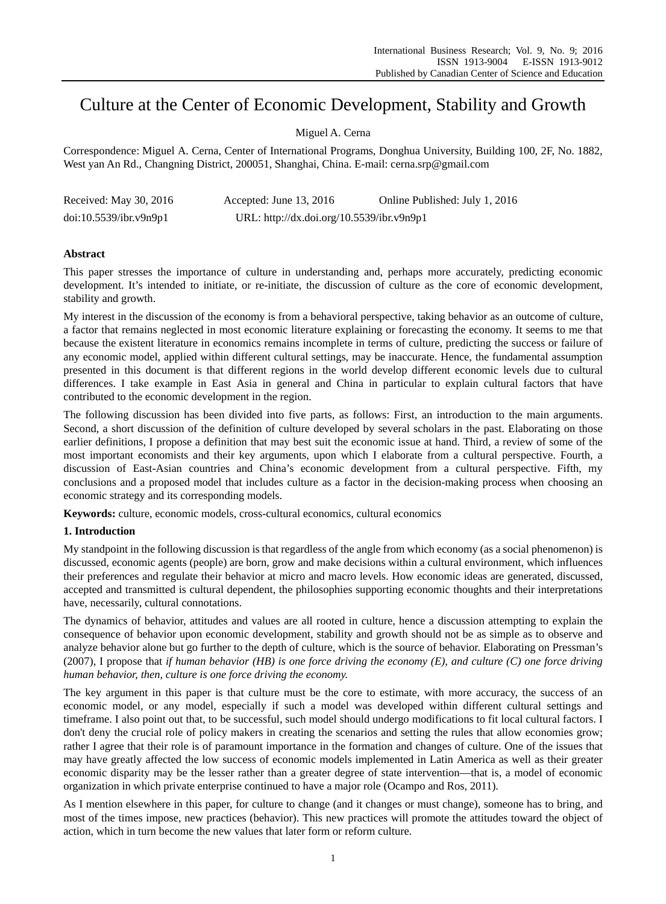# Culture at the Center of Economic Development, Stability and Growth

Miguel A. Cerna

Correspondence: Miguel A. Cerna, Center of International Programs, Donghua University, Building 100, 2F, No. 1882, West yan An Rd., Changning District, 200051, Shanghai, China. E-mail: cerna.srp@gmail.com

Received: May 30, 2016 Accepted: June 13, 2016 Online Published: July 1, 2016

doi:10.5539/ibr.v9n9p1 URL: http://dx.doi.org/10.5539/ibr.v9n9p1

## Abstract

This paper stresses the importance of culture in understanding and, perhaps more accurately, predicting economic development. It's intended to initiate, or re-initiate, the discussion of culture as the core of economic development, stability and growth.

My interest in the discussion of the economy is from a behavioral perspective, taking behavior as an outcome of culture, a factor that remains neglected in most economic literature explaining or forecasting the economy. It seems to me that because the existent literature in economics remains incomplete in terms of culture, predicting the success or failure of any economic model, applied within different cultural settings, may be inaccurate. Hence, the fundamental assumption presented in this document is that different regions in the world develop different economic levels due to cultural differences. I take example in East Asia in general and China in particular to explain cultural factors that have contributed to the economic development in the region.

The following discussion has been divided into five parts, as follows: First, an introduction to the main arguments. Second, a short discussion of the definition of culture developed by several scholars in the past. Elaborating on those earlier definitions, I propose a definition that may best suit the economic issue at hand. Third, a review of some of the most important economists and their key arguments, upon which I elaborate from a cultural perspective. Fourth, a discussion of East-Asian countries and China's economic development from a cultural perspective. Fifth, my conclusions and a proposed model that includes culture as a factor in the decision-making process when choosing an economic strategy and its corresponding models.

**Keywords:** culture, economic models, cross-cultural economics, cultural economics

## 1. Introduction

My standpoint in the following discussion is that regardless of the angle from which economy (as a social phenomenon) is discussed, economic agents (people) are born, grow and make decisions within a cultural environment, which influences their preferences and regulate their behavior at micro and macro levels. How economic ideas are generated, discussed, accepted and transmitted is cultural dependent, the philosophies supporting economic thoughts and their interpretations have, necessarily, cultural connotations.

The dynamics of behavior, attitudes and values are all rooted in culture, hence a discussion attempting to explain the consequence of behavior upon economic development, stability and growth should not be as simple as to observe and analyze behavior alone but go further to the depth of culture, which is the source of behavior. Elaborating on Pressman's (2007), I propose that *if human behavior (HB) is one force driving the economy (E), and culture (C) one force driving human behavior, then, culture is one force driving the economy.*

The key argument in this paper is that culture must be the core to estimate, with more accuracy, the success of an economic model, or any model, especially if such a model was developed within different cultural settings and timeframe. I also point out that, to be successful, such model should undergo modifications to fit local cultural factors. I don't deny the crucial role of policy makers in creating the scenarios and setting the rules that allow economies grow; rather I agree that their role is of paramount importance in the formation and changes of culture. One of the issues that may have greatly affected the low success of economic models implemented in Latin America as well as their greater economic disparity may be the lesser rather than a greater degree of state intervention—that is, a model of economic organization in which private enterprise continued to have a major role (Ocampo and Ros, 2011).

As I mention elsewhere in this paper, for culture to change (and it changes or must change), someone has to bring, and most of the times impose, new practices (behavior). This new practices will promote the attitudes toward the object of action, which in turn become the new values that later form or reform culture.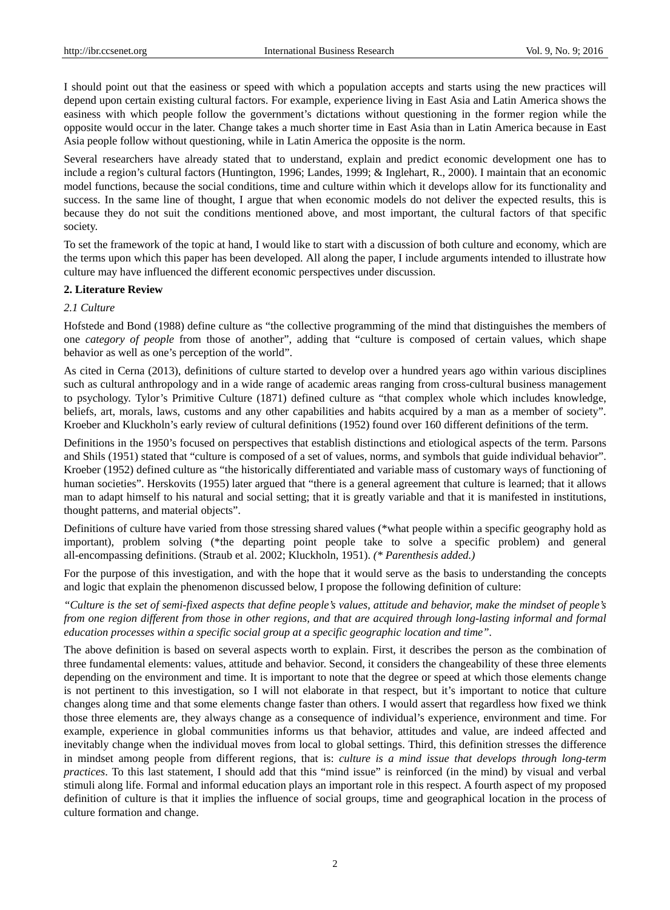I should point out that the easiness or speed with which a population accepts and starts using the new practices will depend upon certain existing cultural factors. For example, experience living in East Asia and Latin America shows the easiness with which people follow the government's dictations without questioning in the former region while the opposite would occur in the later. Change takes a much shorter time in East Asia than in Latin America because in East Asia people follow without questioning, while in Latin America the opposite is the norm.

Several researchers have already stated that to understand, explain and predict economic development one has to include a region's cultural factors (Huntington, 1996; Landes, 1999; & Inglehart, R., 2000). I maintain that an economic model functions, because the social conditions, time and culture within which it develops allow for its functionality and success. In the same line of thought, I argue that when economic models do not deliver the expected results, this is because they do not suit the conditions mentioned above, and most important, the cultural factors of that specific society.

To set the framework of the topic at hand, I would like to start with a discussion of both culture and economy, which are the terms upon which this paper has been developed. All along the paper, I include arguments intended to illustrate how culture may have influenced the different economic perspectives under discussion.

## 2. Literature Review

### *2.1 Culture*

Hofstede and Bond (1988) define culture as "the collective programming of the mind that distinguishes the members of one *category of people* from those of another", adding that "culture is composed of certain values, which shape behavior as well as one's perception of the world".

As cited in Cerna (2013), definitions of culture started to develop over a hundred years ago within various disciplines such as cultural anthropology and in a wide range of academic areas ranging from cross-cultural business management to psychology. Tylor's Primitive Culture (1871) defined culture as "that complex whole which includes knowledge, beliefs, art, morals, laws, customs and any other capabilities and habits acquired by a man as a member of society". Kroeber and Kluckholn's early review of cultural definitions (1952) found over 160 different definitions of the term.

Definitions in the 1950's focused on perspectives that establish distinctions and etiological aspects of the term. Parsons and Shils (1951) stated that "culture is composed of a set of values, norms, and symbols that guide individual behavior". Kroeber (1952) defined culture as "the historically differentiated and variable mass of customary ways of functioning of human societies". Herskovits (1955) later argued that "there is a general agreement that culture is learned; that it allows man to adapt himself to his natural and social setting; that it is greatly variable and that it is manifested in institutions, thought patterns, and material objects".

Definitions of culture have varied from those stressing shared values (*what people within a specific geography hold as important), problem solving (*the departing point people take to solve a specific problem) and general all-encompassing definitions. (Straub et al. 2002; Kluckholn, 1951). *(* Parenthesis added.)*

For the purpose of this investigation, and with the hope that it would serve as the basis to understanding the concepts and logic that explain the phenomenon discussed below, I propose the following definition of culture:

*"Culture is the set of semi-fixed aspects that define people's values, attitude and behavior, make the mindset of people's from one region different from those in other regions, and that are acquired through long-lasting informal and formal education processes within a specific social group at a specific geographic location and time".*

The above definition is based on several aspects worth to explain. First, it describes the person as the combination of three fundamental elements: values, attitude and behavior. Second, it considers the changeability of these three elements depending on the environment and time. It is important to note that the degree or speed at which those elements change is not pertinent to this investigation, so I will not elaborate in that respect, but it's important to notice that culture changes along time and that some elements change faster than others. I would assert that regardless how fixed we think those three elements are, they always change as a consequence of individual's experience, environment and time. For example, experience in global communities informs us that behavior, attitudes and value, are indeed affected and inevitably change when the individual moves from local to global settings. Third, this definition stresses the difference in mindset among people from different regions, that is: *culture is a mind issue that develops through long-term practices*. To this last statement, I should add that this "mind issue" is reinforced (in the mind) by visual and verbal stimuli along life. Formal and informal education plays an important role in this respect. A fourth aspect of my proposed definition of culture is that it implies the influence of social groups, time and geographical location in the process of culture formation and change.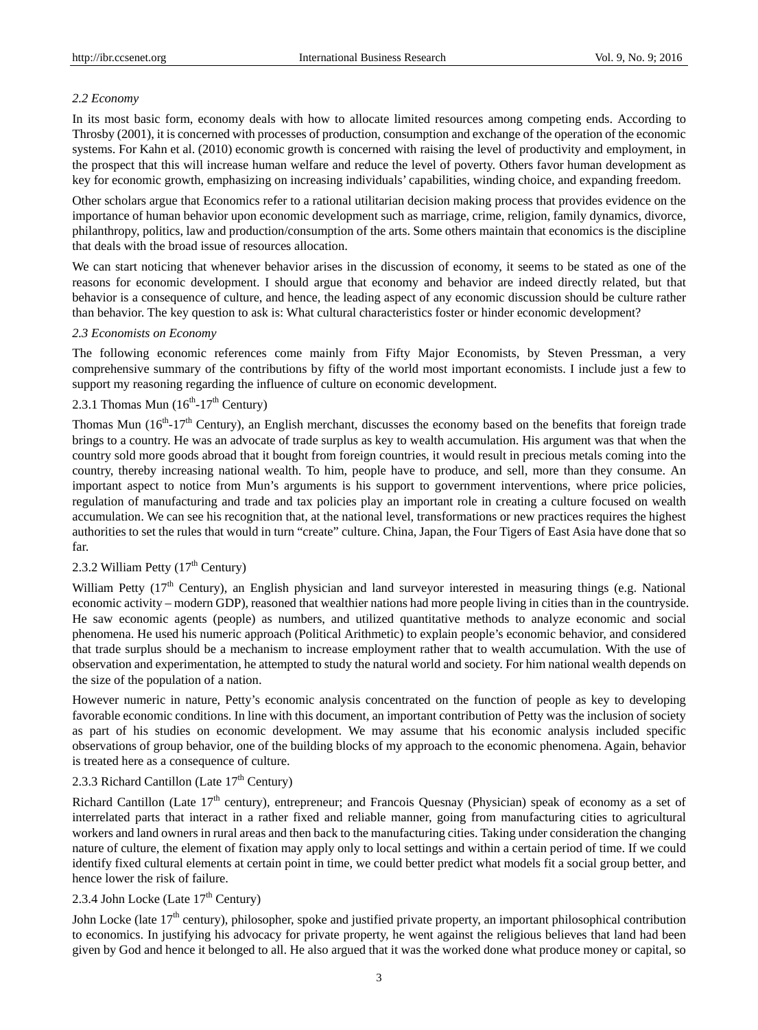### *2.2 Economy*

In its most basic form, economy deals with how to allocate limited resources among competing ends. According to Throsby (2001), it is concerned with processes of production, consumption and exchange of the operation of the economic systems. For Kahn et al. (2010) economic growth is concerned with raising the level of productivity and employment, in the prospect that this will increase human welfare and reduce the level of poverty. Others favor human development as key for economic growth, emphasizing on increasing individuals' capabilities, winding choice, and expanding freedom.

Other scholars argue that Economics refer to a rational utilitarian decision making process that provides evidence on the importance of human behavior upon economic development such as marriage, crime, religion, family dynamics, divorce, philanthropy, politics, law and production/consumption of the arts. Some others maintain that economics is the discipline that deals with the broad issue of resources allocation.

We can start noticing that whenever behavior arises in the discussion of economy, it seems to be stated as one of the reasons for economic development. I should argue that economy and behavior are indeed directly related, but that behavior is a consequence of culture, and hence, the leading aspect of any economic discussion should be culture rather than behavior. The key question to ask is: What cultural characteristics foster or hinder economic development?

### *2.3 Economists on Economy*

The following economic references come mainly from Fifty Major Economists, by Steven Pressman, a very comprehensive summary of the contributions by fifty of the world most important economists. I include just a few to support my reasoning regarding the influence of culture on economic development.

#### 2.3.1 Thomas Mun ($16^{th}$-$17^{th}$ Century)

Thomas Mun ($16^{th}$-$17^{th}$ Century), an English merchant, discusses the economy based on the benefits that foreign trade brings to a country. He was an advocate of trade surplus as key to wealth accumulation. His argument was that when the country sold more goods abroad that it bought from foreign countries, it would result in precious metals coming into the country, thereby increasing national wealth. To him, people have to produce, and sell, more than they consume. An important aspect to notice from Mun's arguments is his support to government interventions, where price policies, regulation of manufacturing and trade and tax policies play an important role in creating a culture focused on wealth accumulation. We can see his recognition that, at the national level, transformations or new practices requires the highest authorities to set the rules that would in turn "create" culture. China, Japan, the Four Tigers of East Asia have done that so far.

#### 2.3.2 William Petty ($17^{th}$ Century)

William Petty ($17^{th}$ Century), an English physician and land surveyor interested in measuring things (e.g. National economic activity – modern GDP), reasoned that wealthier nations had more people living in cities than in the countryside. He saw economic agents (people) as numbers, and utilized quantitative methods to analyze economic and social phenomena. He used his numeric approach (Political Arithmetic) to explain people's economic behavior, and considered that trade surplus should be a mechanism to increase employment rather that to wealth accumulation. With the use of observation and experimentation, he attempted to study the natural world and society. For him national wealth depends on the size of the population of a nation.

However numeric in nature, Petty's economic analysis concentrated on the function of people as key to developing favorable economic conditions. In line with this document, an important contribution of Petty was the inclusion of society as part of his studies on economic development. We may assume that his economic analysis included specific observations of group behavior, one of the building blocks of my approach to the economic phenomena. Again, behavior is treated here as a consequence of culture.

#### 2.3.3 Richard Cantillon (Late $17^{th}$ Century)

Richard Cantillon (Late $17^{th}$ century), entrepreneur; and Francois Quesnay (Physician) speak of economy as a set of interrelated parts that interact in a rather fixed and reliable manner, going from manufacturing cities to agricultural workers and land owners in rural areas and then back to the manufacturing cities. Taking under consideration the changing nature of culture, the element of fixation may apply only to local settings and within a certain period of time. If we could identify fixed cultural elements at certain point in time, we could better predict what models fit a social group better, and hence lower the risk of failure.

#### 2.3.4 John Locke (Late $17^{th}$ Century)

John Locke (late $17^{th}$ century), philosopher, spoke and justified private property, an important philosophical contribution to economics. In justifying his advocacy for private property, he went against the religious believes that land had been given by God and hence it belonged to all. He also argued that it was the worked done what produce money or capital, so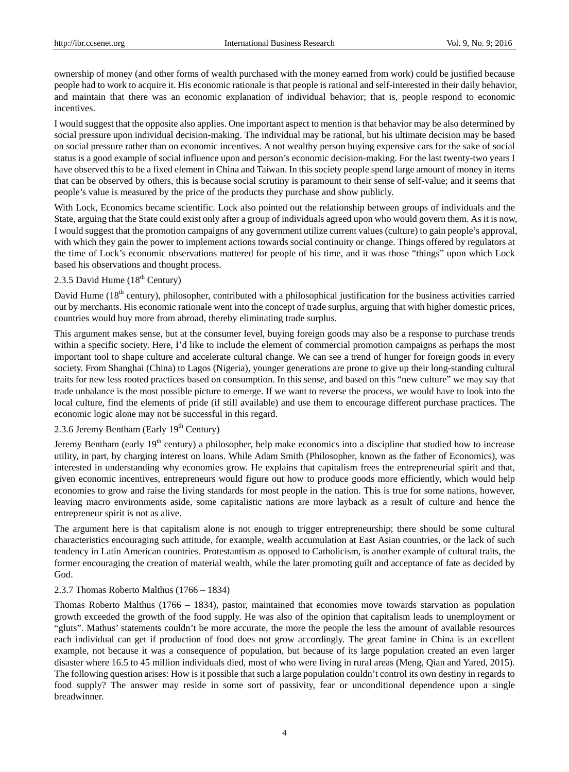ownership of money (and other forms of wealth purchased with the money earned from work) could be justified because people had to work to acquire it. His economic rationale is that people is rational and self-interested in their daily behavior, and maintain that there was an economic explanation of individual behavior; that is, people respond to economic incentives.

I would suggest that the opposite also applies. One important aspect to mention is that behavior may be also determined by social pressure upon individual decision-making. The individual may be rational, but his ultimate decision may be based on social pressure rather than on economic incentives. A not wealthy person buying expensive cars for the sake of social status is a good example of social influence upon and person's economic decision-making. For the last twenty-two years I have observed this to be a fixed element in China and Taiwan. In this society people spend large amount of money in items that can be observed by others, this is because social scrutiny is paramount to their sense of self-value; and it seems that people's value is measured by the price of the products they purchase and show publicly.

With Lock, Economics became scientific. Lock also pointed out the relationship between groups of individuals and the State, arguing that the State could exist only after a group of individuals agreed upon who would govern them. As it is now, I would suggest that the promotion campaigns of any government utilize current values (culture) to gain people's approval, with which they gain the power to implement actions towards social continuity or change. Things offered by regulators at the time of Lock's economic observations mattered for people of his time, and it was those "things" upon which Lock based his observations and thought process.

#### 2.3.5 David Hume (18th Century)

David Hume (18th century), philosopher, contributed with a philosophical justification for the business activities carried out by merchants. His economic rationale went into the concept of trade surplus, arguing that with higher domestic prices, countries would buy more from abroad, thereby eliminating trade surplus.

This argument makes sense, but at the consumer level, buying foreign goods may also be a response to purchase trends within a specific society. Here, I'd like to include the element of commercial promotion campaigns as perhaps the most important tool to shape culture and accelerate cultural change. We can see a trend of hunger for foreign goods in every society. From Shanghai (China) to Lagos (Nigeria), younger generations are prone to give up their long-standing cultural traits for new less rooted practices based on consumption. In this sense, and based on this "new culture" we may say that trade unbalance is the most possible picture to emerge. If we want to reverse the process, we would have to look into the local culture, find the elements of pride (if still available) and use them to encourage different purchase practices. The economic logic alone may not be successful in this regard.

#### 2.3.6 Jeremy Bentham (Early 19th Century)

Jeremy Bentham (early 19th century) a philosopher, help make economics into a discipline that studied how to increase utility, in part, by charging interest on loans. While Adam Smith (Philosopher, known as the father of Economics), was interested in understanding why economies grow. He explains that capitalism frees the entrepreneurial spirit and that, given economic incentives, entrepreneurs would figure out how to produce goods more efficiently, which would help economies to grow and raise the living standards for most people in the nation. This is true for some nations, however, leaving macro environments aside, some capitalistic nations are more layback as a result of culture and hence the entrepreneur spirit is not as alive.

The argument here is that capitalism alone is not enough to trigger entrepreneurship; there should be some cultural characteristics encouraging such attitude, for example, wealth accumulation at East Asian countries, or the lack of such tendency in Latin American countries. Protestantism as opposed to Catholicism, is another example of cultural traits, the former encouraging the creation of material wealth, while the later promoting guilt and acceptance of fate as decided by God.

#### 2.3.7 Thomas Roberto Malthus (1766 – 1834)

Thomas Roberto Malthus (1766 – 1834), pastor, maintained that economies move towards starvation as population growth exceeded the growth of the food supply. He was also of the opinion that capitalism leads to unemployment or "gluts". Mathus' statements couldn't be more accurate, the more the people the less the amount of available resources each individual can get if production of food does not grow accordingly. The great famine in China is an excellent example, not because it was a consequence of population, but because of its large population created an even larger disaster where 16.5 to 45 million individuals died, most of who were living in rural areas (Meng, Qian and Yared, 2015). The following question arises: How is it possible that such a large population couldn't control its own destiny in regards to food supply? The answer may reside in some sort of passivity, fear or unconditional dependence upon a single breadwinner.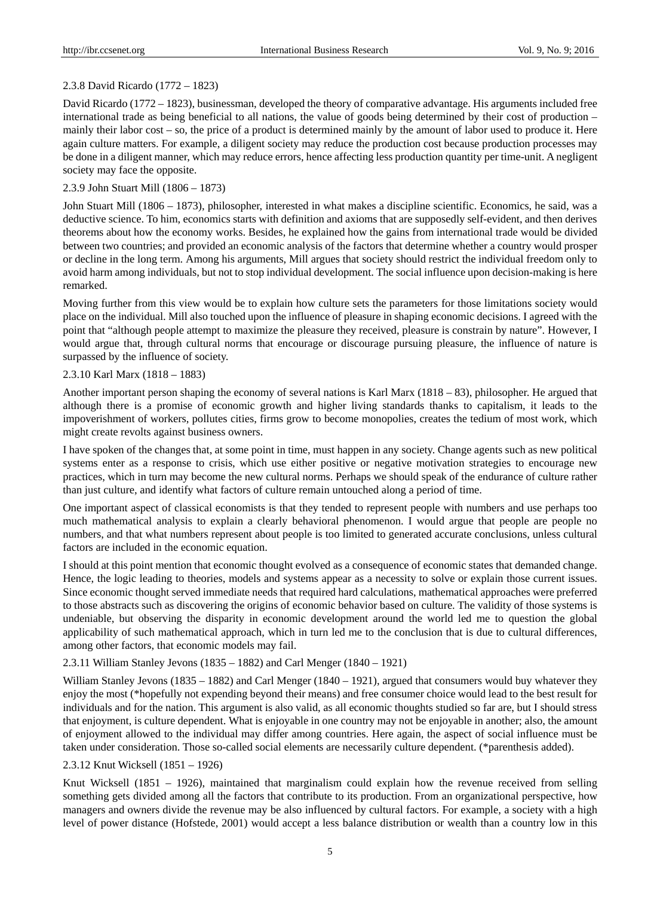#### 2.3.8 David Ricardo (1772 – 1823)

David Ricardo (1772 – 1823), businessman, developed the theory of comparative advantage. His arguments included free international trade as being beneficial to all nations, the value of goods being determined by their cost of production – mainly their labor cost – so, the price of a product is determined mainly by the amount of labor used to produce it. Here again culture matters. For example, a diligent society may reduce the production cost because production processes may be done in a diligent manner, which may reduce errors, hence affecting less production quantity per time-unit. A negligent society may face the opposite.

#### 2.3.9 John Stuart Mill (1806 – 1873)

John Stuart Mill (1806 – 1873), philosopher, interested in what makes a discipline scientific. Economics, he said, was a deductive science. To him, economics starts with definition and axioms that are supposedly self-evident, and then derives theorems about how the economy works. Besides, he explained how the gains from international trade would be divided between two countries; and provided an economic analysis of the factors that determine whether a country would prosper or decline in the long term. Among his arguments, Mill argues that society should restrict the individual freedom only to avoid harm among individuals, but not to stop individual development. The social influence upon decision-making is here remarked.

Moving further from this view would be to explain how culture sets the parameters for those limitations society would place on the individual. Mill also touched upon the influence of pleasure in shaping economic decisions. I agreed with the point that "although people attempt to maximize the pleasure they received, pleasure is constrain by nature". However, I would argue that, through cultural norms that encourage or discourage pursuing pleasure, the influence of nature is surpassed by the influence of society.

#### 2.3.10 Karl Marx (1818 – 1883)

Another important person shaping the economy of several nations is Karl Marx (1818 – 83), philosopher. He argued that although there is a promise of economic growth and higher living standards thanks to capitalism, it leads to the impoverishment of workers, pollutes cities, firms grow to become monopolies, creates the tedium of most work, which might create revolts against business owners.

I have spoken of the changes that, at some point in time, must happen in any society. Change agents such as new political systems enter as a response to crisis, which use either positive or negative motivation strategies to encourage new practices, which in turn may become the new cultural norms. Perhaps we should speak of the endurance of culture rather than just culture, and identify what factors of culture remain untouched along a period of time.

One important aspect of classical economists is that they tended to represent people with numbers and use perhaps too much mathematical analysis to explain a clearly behavioral phenomenon. I would argue that people are people no numbers, and that what numbers represent about people is too limited to generated accurate conclusions, unless cultural factors are included in the economic equation.

I should at this point mention that economic thought evolved as a consequence of economic states that demanded change. Hence, the logic leading to theories, models and systems appear as a necessity to solve or explain those current issues. Since economic thought served immediate needs that required hard calculations, mathematical approaches were preferred to those abstracts such as discovering the origins of economic behavior based on culture. The validity of those systems is undeniable, but observing the disparity in economic development around the world led me to question the global applicability of such mathematical approach, which in turn led me to the conclusion that is due to cultural differences, among other factors, that economic models may fail.

#### 2.3.11 William Stanley Jevons (1835 – 1882) and Carl Menger (1840 – 1921)

William Stanley Jevons (1835 – 1882) and Carl Menger (1840 – 1921), argued that consumers would buy whatever they enjoy the most (*hopefully not expending beyond their means) and free consumer choice would lead to the best result for individuals and for the nation. This argument is also valid, as all economic thoughts studied so far are, but I should stress that enjoyment, is culture dependent. What is enjoyable in one country may not be enjoyable in another; also, the amount of enjoyment allowed to the individual may differ among countries. Here again, the aspect of social influence must be taken under consideration. Those so-called social elements are necessarily culture dependent. (*parenthesis added).

#### 2.3.12 Knut Wicksell (1851 – 1926)

Knut Wicksell (1851 – 1926), maintained that marginalism could explain how the revenue received from selling something gets divided among all the factors that contribute to its production. From an organizational perspective, how managers and owners divide the revenue may be also influenced by cultural factors. For example, a society with a high level of power distance (Hofstede, 2001) would accept a less balance distribution or wealth than a country low in this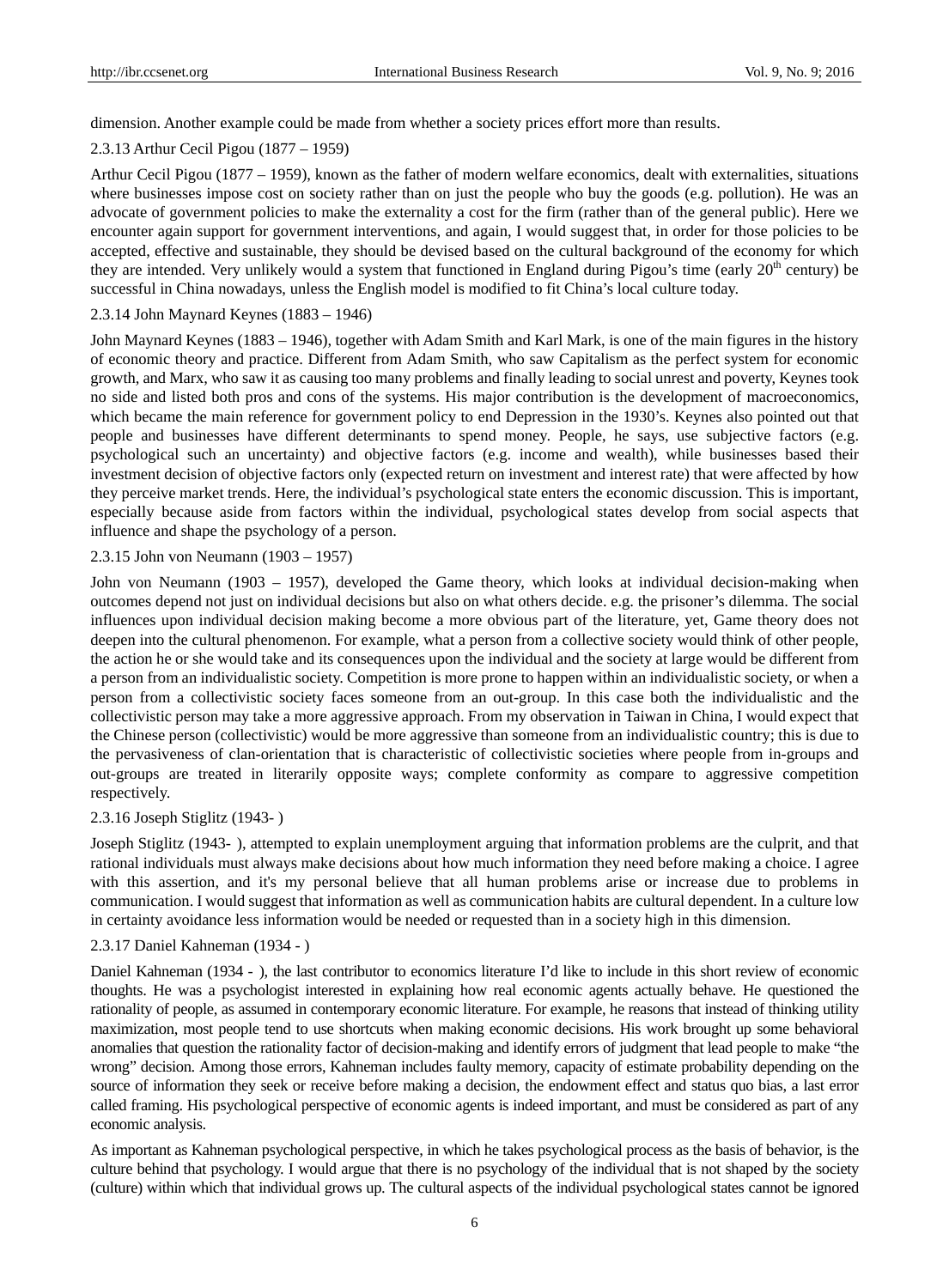dimension. Another example could be made from whether a society prices effort more than results.

2.3.13 Arthur Cecil Pigou (1877 – 1959)

Arthur Cecil Pigou (1877 – 1959), known as the father of modern welfare economics, dealt with externalities, situations where businesses impose cost on society rather than on just the people who buy the goods (e.g. pollution). He was an advocate of government policies to make the externality a cost for the firm (rather than of the general public). Here we encounter again support for government interventions, and again, I would suggest that, in order for those policies to be accepted, effective and sustainable, they should be devised based on the cultural background of the economy for which they are intended. Very unlikely would a system that functioned in England during Pigou's time (early 20th century) be successful in China nowadays, unless the English model is modified to fit China's local culture today.

2.3.14 John Maynard Keynes (1883 – 1946)

John Maynard Keynes (1883 – 1946), together with Adam Smith and Karl Mark, is one of the main figures in the history of economic theory and practice. Different from Adam Smith, who saw Capitalism as the perfect system for economic growth, and Marx, who saw it as causing too many problems and finally leading to social unrest and poverty, Keynes took no side and listed both pros and cons of the systems. His major contribution is the development of macroeconomics, which became the main reference for government policy to end Depression in the 1930's. Keynes also pointed out that people and businesses have different determinants to spend money. People, he says, use subjective factors (e.g. psychological such an uncertainty) and objective factors (e.g. income and wealth), while businesses based their investment decision of objective factors only (expected return on investment and interest rate) that were affected by how they perceive market trends. Here, the individual's psychological state enters the economic discussion. This is important, especially because aside from factors within the individual, psychological states develop from social aspects that influence and shape the psychology of a person.

2.3.15 John von Neumann (1903 – 1957)

John von Neumann (1903 – 1957), developed the Game theory, which looks at individual decision-making when outcomes depend not just on individual decisions but also on what others decide. e.g. the prisoner's dilemma. The social influences upon individual decision making become a more obvious part of the literature, yet, Game theory does not deepen into the cultural phenomenon. For example, what a person from a collective society would think of other people, the action he or she would take and its consequences upon the individual and the society at large would be different from a person from an individualistic society. Competition is more prone to happen within an individualistic society, or when a person from a collectivistic society faces someone from an out-group. In this case both the individualistic and the collectivistic person may take a more aggressive approach. From my observation in Taiwan in China, I would expect that the Chinese person (collectivistic) would be more aggressive than someone from an individualistic country; this is due to the pervasiveness of clan-orientation that is characteristic of collectivistic societies where people from in-groups and out-groups are treated in literarily opposite ways; complete conformity as compare to aggressive competition respectively.

2.3.16 Joseph Stiglitz (1943- )

Joseph Stiglitz (1943- ), attempted to explain unemployment arguing that information problems are the culprit, and that rational individuals must always make decisions about how much information they need before making a choice. I agree with this assertion, and it's my personal believe that all human problems arise or increase due to problems in communication. I would suggest that information as well as communication habits are cultural dependent. In a culture low in certainty avoidance less information would be needed or requested than in a society high in this dimension.

2.3.17 Daniel Kahneman (1934 - )

Daniel Kahneman (1934 - ), the last contributor to economics literature I'd like to include in this short review of economic thoughts. He was a psychologist interested in explaining how real economic agents actually behave. He questioned the rationality of people, as assumed in contemporary economic literature. For example, he reasons that instead of thinking utility maximization, most people tend to use shortcuts when making economic decisions. His work brought up some behavioral anomalies that question the rationality factor of decision-making and identify errors of judgment that lead people to make "the wrong" decision. Among those errors, Kahneman includes faulty memory, capacity of estimate probability depending on the source of information they seek or receive before making a decision, the endowment effect and status quo bias, a last error called framing. His psychological perspective of economic agents is indeed important, and must be considered as part of any economic analysis.

As important as Kahneman psychological perspective, in which he takes psychological process as the basis of behavior, is the culture behind that psychology. I would argue that there is no psychology of the individual that is not shaped by the society (culture) within which that individual grows up. The cultural aspects of the individual psychological states cannot be ignored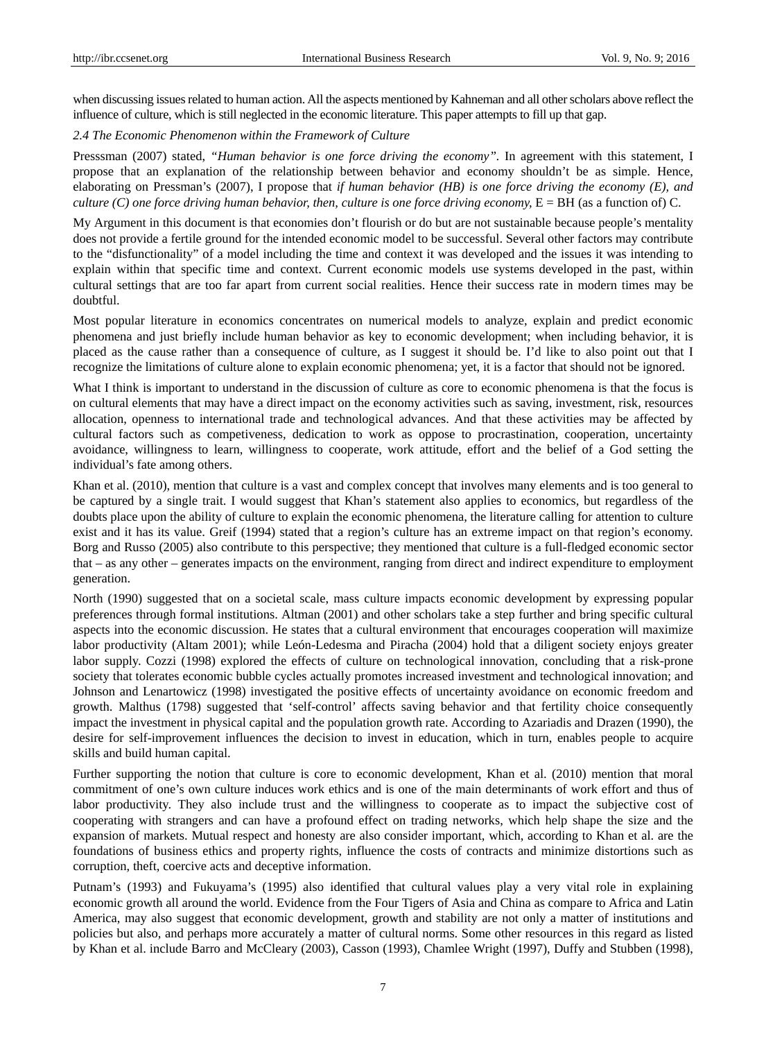when discussing issues related to human action. All the aspects mentioned by Kahneman and all other scholars above reflect the influence of culture, which is still neglected in the economic literature. This paper attempts to fill up that gap.

### *2.4 The Economic Phenomenon within the Framework of Culture*

Presssman (2007) stated, *"Human behavior is one force driving the economy"*. In agreement with this statement, I propose that an explanation of the relationship between behavior and economy shouldn't be as simple. Hence, elaborating on Pressman's (2007), I propose that *if human behavior (HB) is one force driving the economy (E), and culture (C) one force driving human behavior, then, culture is one force driving economy*, E = BH (as a function of) C.

My Argument in this document is that economies don't flourish or do but are not sustainable because people's mentality does not provide a fertile ground for the intended economic model to be successful. Several other factors may contribute to the "disfunctionality" of a model including the time and context it was developed and the issues it was intending to explain within that specific time and context. Current economic models use systems developed in the past, within cultural settings that are too far apart from current social realities. Hence their success rate in modern times may be doubtful.

Most popular literature in economics concentrates on numerical models to analyze, explain and predict economic phenomena and just briefly include human behavior as key to economic development; when including behavior, it is placed as the cause rather than a consequence of culture, as I suggest it should be. I'd like to also point out that I recognize the limitations of culture alone to explain economic phenomena; yet, it is a factor that should not be ignored.

What I think is important to understand in the discussion of culture as core to economic phenomena is that the focus is on cultural elements that may have a direct impact on the economy activities such as saving, investment, risk, resources allocation, openness to international trade and technological advances. And that these activities may be affected by cultural factors such as competiveness, dedication to work as oppose to procrastination, cooperation, uncertainty avoidance, willingness to learn, willingness to cooperate, work attitude, effort and the belief of a God setting the individual's fate among others.

Khan et al. (2010), mention that culture is a vast and complex concept that involves many elements and is too general to be captured by a single trait. I would suggest that Khan's statement also applies to economics, but regardless of the doubts place upon the ability of culture to explain the economic phenomena, the literature calling for attention to culture exist and it has its value. Greif (1994) stated that a region's culture has an extreme impact on that region's economy. Borg and Russo (2005) also contribute to this perspective; they mentioned that culture is a full-fledged economic sector that – as any other – generates impacts on the environment, ranging from direct and indirect expenditure to employment generation.

North (1990) suggested that on a societal scale, mass culture impacts economic development by expressing popular preferences through formal institutions. Altman (2001) and other scholars take a step further and bring specific cultural aspects into the economic discussion. He states that a cultural environment that encourages cooperation will maximize labor productivity (Altam 2001); while León-Ledesma and Piracha (2004) hold that a diligent society enjoys greater labor supply. Cozzi (1998) explored the effects of culture on technological innovation, concluding that a risk-prone society that tolerates economic bubble cycles actually promotes increased investment and technological innovation; and Johnson and Lenartowicz (1998) investigated the positive effects of uncertainty avoidance on economic freedom and growth. Malthus (1798) suggested that 'self-control' affects saving behavior and that fertility choice consequently impact the investment in physical capital and the population growth rate. According to Azariadis and Drazen (1990), the desire for self-improvement influences the decision to invest in education, which in turn, enables people to acquire skills and build human capital.

Further supporting the notion that culture is core to economic development, Khan et al. (2010) mention that moral commitment of one's own culture induces work ethics and is one of the main determinants of work effort and thus of labor productivity. They also include trust and the willingness to cooperate as to impact the subjective cost of cooperating with strangers and can have a profound effect on trading networks, which help shape the size and the expansion of markets. Mutual respect and honesty are also consider important, which, according to Khan et al. are the foundations of business ethics and property rights, influence the costs of contracts and minimize distortions such as corruption, theft, coercive acts and deceptive information.

Putnam's (1993) and Fukuyama's (1995) also identified that cultural values play a very vital role in explaining economic growth all around the world. Evidence from the Four Tigers of Asia and China as compare to Africa and Latin America, may also suggest that economic development, growth and stability are not only a matter of institutions and policies but also, and perhaps more accurately a matter of cultural norms. Some other resources in this regard as listed by Khan et al. include Barro and McCleary (2003), Casson (1993), Chamlee Wright (1997), Duffy and Stubben (1998),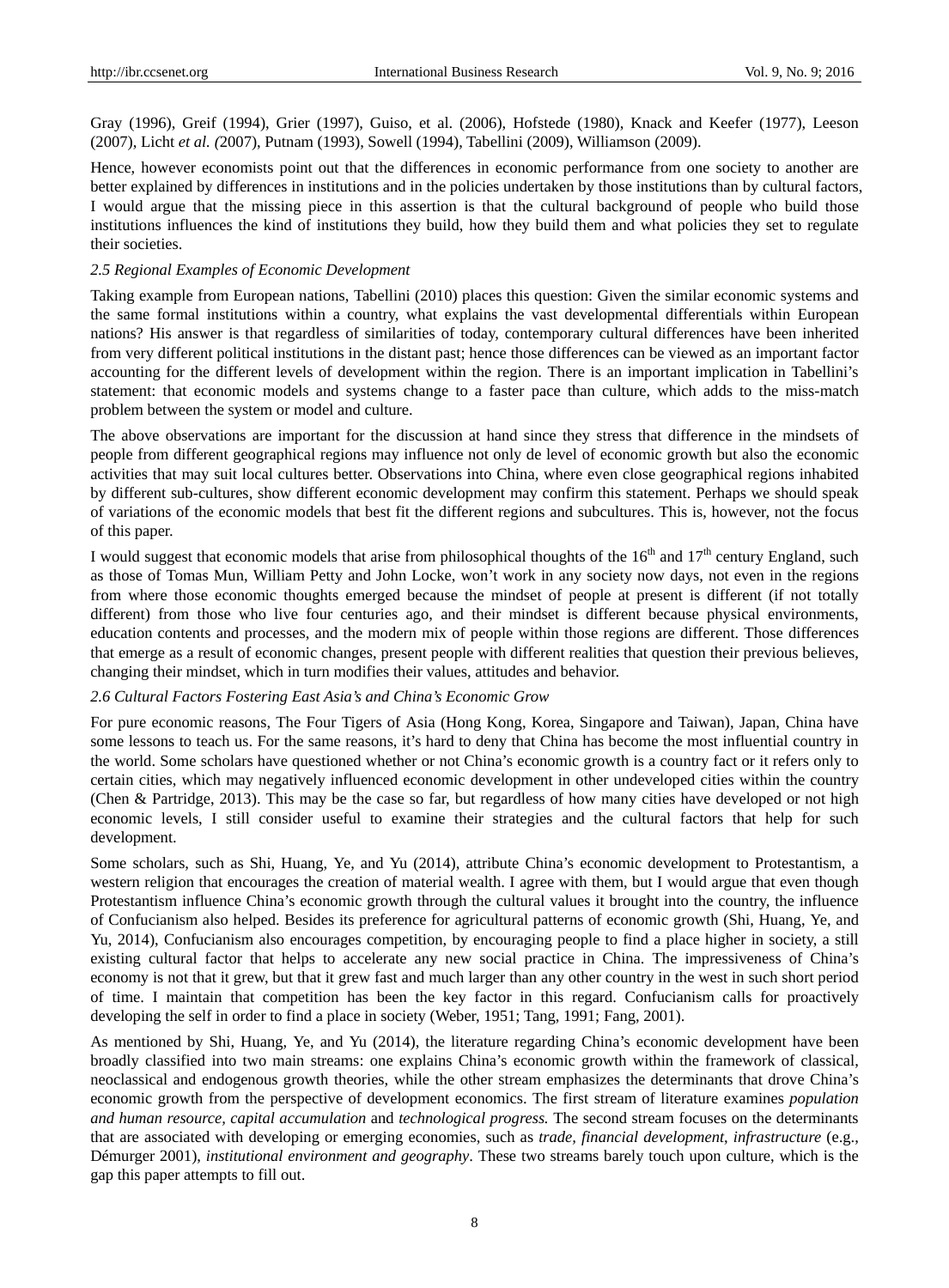Gray (1996), Greif (1994), Grier (1997), Guiso, et al. (2006), Hofstede (1980), Knack and Keefer (1977), Leeson (2007), Licht *et al. (*2007), Putnam (1993), Sowell (1994), Tabellini (2009), Williamson (2009).

Hence, however economists point out that the differences in economic performance from one society to another are better explained by differences in institutions and in the policies undertaken by those institutions than by cultural factors, I would argue that the missing piece in this assertion is that the cultural background of people who build those institutions influences the kind of institutions they build, how they build them and what policies they set to regulate their societies.

### *2.5 Regional Examples of Economic Development*

Taking example from European nations, Tabellini (2010) places this question: Given the similar economic systems and the same formal institutions within a country, what explains the vast developmental differentials within European nations? His answer is that regardless of similarities of today, contemporary cultural differences have been inherited from very different political institutions in the distant past; hence those differences can be viewed as an important factor accounting for the different levels of development within the region. There is an important implication in Tabellini's statement: that economic models and systems change to a faster pace than culture, which adds to the miss-match problem between the system or model and culture.

The above observations are important for the discussion at hand since they stress that difference in the mindsets of people from different geographical regions may influence not only de level of economic growth but also the economic activities that may suit local cultures better. Observations into China, where even close geographical regions inhabited by different sub-cultures, show different economic development may confirm this statement. Perhaps we should speak of variations of the economic models that best fit the different regions and subcultures. This is, however, not the focus of this paper.

I would suggest that economic models that arise from philosophical thoughts of the 16th and 17th century England, such as those of Tomas Mun, William Petty and John Locke, won't work in any society now days, not even in the regions from where those economic thoughts emerged because the mindset of people at present is different (if not totally different) from those who live four centuries ago, and their mindset is different because physical environments, education contents and processes, and the modern mix of people within those regions are different. Those differences that emerge as a result of economic changes, present people with different realities that question their previous believes, changing their mindset, which in turn modifies their values, attitudes and behavior.

### *2.6 Cultural Factors Fostering East Asia's and China's Economic Grow*

For pure economic reasons, The Four Tigers of Asia (Hong Kong, Korea, Singapore and Taiwan), Japan, China have some lessons to teach us. For the same reasons, it's hard to deny that China has become the most influential country in the world. Some scholars have questioned whether or not China's economic growth is a country fact or it refers only to certain cities, which may negatively influenced economic development in other undeveloped cities within the country (Chen & Partridge, 2013). This may be the case so far, but regardless of how many cities have developed or not high economic levels, I still consider useful to examine their strategies and the cultural factors that help for such development.

Some scholars, such as Shi, Huang, Ye, and Yu (2014), attribute China's economic development to Protestantism, a western religion that encourages the creation of material wealth. I agree with them, but I would argue that even though Protestantism influence China's economic growth through the cultural values it brought into the country, the influence of Confucianism also helped. Besides its preference for agricultural patterns of economic growth (Shi, Huang, Ye, and Yu, 2014), Confucianism also encourages competition, by encouraging people to find a place higher in society, a still existing cultural factor that helps to accelerate any new social practice in China. The impressiveness of China's economy is not that it grew, but that it grew fast and much larger than any other country in the west in such short period of time. I maintain that competition has been the key factor in this regard. Confucianism calls for proactively developing the self in order to find a place in society (Weber, 1951; Tang, 1991; Fang, 2001).

As mentioned by Shi, Huang, Ye, and Yu (2014), the literature regarding China's economic development have been broadly classified into two main streams: one explains China's economic growth within the framework of classical, neoclassical and endogenous growth theories, while the other stream emphasizes the determinants that drove China's economic growth from the perspective of development economics. The first stream of literature examines *population and human resource, capital accumulation* and *technological progress.* The second stream focuses on the determinants that are associated with developing or emerging economies, such as *trade, financial development, infrastructure* (e.g., Démurger 2001), *institutional environment and geography*. These two streams barely touch upon culture, which is the gap this paper attempts to fill out.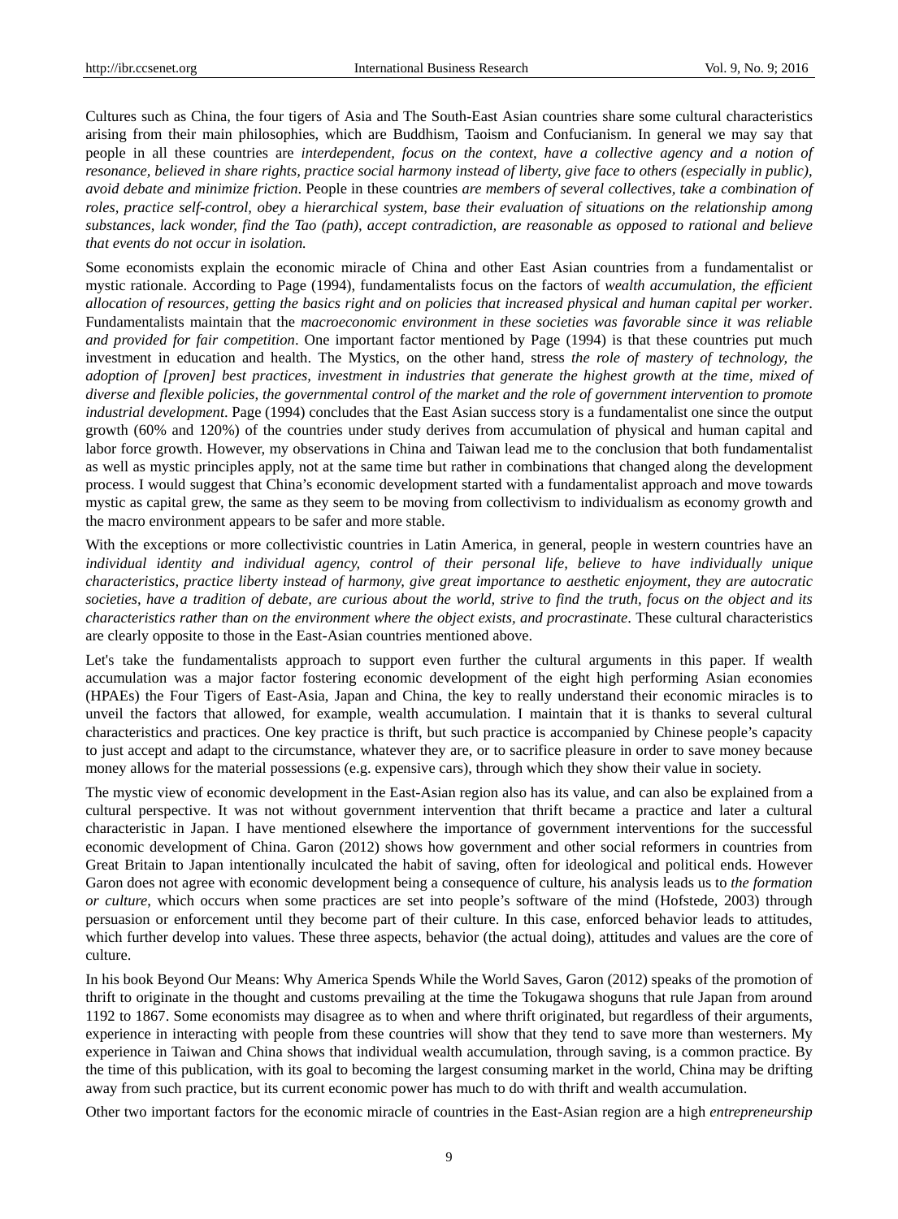Cultures such as China, the four tigers of Asia and The South-East Asian countries share some cultural characteristics arising from their main philosophies, which are Buddhism, Taoism and Confucianism. In general we may say that people in all these countries are *interdependent, focus on the context, have a collective agency and a notion of resonance, believed in share rights, practice social harmony instead of liberty, give face to others (especially in public), avoid debate and minimize friction*. People in these countries *are members of several collectives, take a combination of roles, practice self-control, obey a hierarchical system, base their evaluation of situations on the relationship among substances, lack wonder, find the Tao (path), accept contradiction, are reasonable as opposed to rational and believe that events do not occur in isolation.*

Some economists explain the economic miracle of China and other East Asian countries from a fundamentalist or mystic rationale. According to Page (1994), fundamentalists focus on the factors of *wealth accumulation, the efficient allocation of resources, getting the basics right and on policies that increased physical and human capital per worker*. Fundamentalists maintain that the *macroeconomic environment in these societies was favorable since it was reliable and provided for fair competition*. One important factor mentioned by Page (1994) is that these countries put much investment in education and health. The Mystics, on the other hand, stress *the role of mastery of technology, the adoption of [proven] best practices, investment in industries that generate the highest growth at the time, mixed of diverse and flexible policies, the governmental control of the market and the role of government intervention to promote industrial development*. Page (1994) concludes that the East Asian success story is a fundamentalist one since the output growth (60% and 120%) of the countries under study derives from accumulation of physical and human capital and labor force growth. However, my observations in China and Taiwan lead me to the conclusion that both fundamentalist as well as mystic principles apply, not at the same time but rather in combinations that changed along the development process. I would suggest that China's economic development started with a fundamentalist approach and move towards mystic as capital grew, the same as they seem to be moving from collectivism to individualism as economy growth and the macro environment appears to be safer and more stable.

With the exceptions or more collectivistic countries in Latin America, in general, people in western countries have an *individual identity and individual agency, control of their personal life, believe to have individually unique characteristics, practice liberty instead of harmony, give great importance to aesthetic enjoyment, they are autocratic societies, have a tradition of debate, are curious about the world, strive to find the truth, focus on the object and its characteristics rather than on the environment where the object exists, and procrastinate*. These cultural characteristics are clearly opposite to those in the East-Asian countries mentioned above.

Let's take the fundamentalists approach to support even further the cultural arguments in this paper. If wealth accumulation was a major factor fostering economic development of the eight high performing Asian economies (HPAEs) the Four Tigers of East-Asia, Japan and China, the key to really understand their economic miracles is to unveil the factors that allowed, for example, wealth accumulation. I maintain that it is thanks to several cultural characteristics and practices. One key practice is thrift, but such practice is accompanied by Chinese people's capacity to just accept and adapt to the circumstance, whatever they are, or to sacrifice pleasure in order to save money because money allows for the material possessions (e.g. expensive cars), through which they show their value in society.

The mystic view of economic development in the East-Asian region also has its value, and can also be explained from a cultural perspective. It was not without government intervention that thrift became a practice and later a cultural characteristic in Japan. I have mentioned elsewhere the importance of government interventions for the successful economic development of China. Garon (2012) shows how government and other social reformers in countries from Great Britain to Japan intentionally inculcated the habit of saving, often for ideological and political ends. However Garon does not agree with economic development being a consequence of culture, his analysis leads us to *the formation or culture*, which occurs when some practices are set into people's software of the mind (Hofstede, 2003) through persuasion or enforcement until they become part of their culture. In this case, enforced behavior leads to attitudes, which further develop into values. These three aspects, behavior (the actual doing), attitudes and values are the core of culture.

In his book Beyond Our Means: Why America Spends While the World Saves, Garon (2012) speaks of the promotion of thrift to originate in the thought and customs prevailing at the time the Tokugawa shoguns that rule Japan from around 1192 to 1867. Some economists may disagree as to when and where thrift originated, but regardless of their arguments, experience in interacting with people from these countries will show that they tend to save more than westerners. My experience in Taiwan and China shows that individual wealth accumulation, through saving, is a common practice. By the time of this publication, with its goal to becoming the largest consuming market in the world, China may be drifting away from such practice, but its current economic power has much to do with thrift and wealth accumulation.

Other two important factors for the economic miracle of countries in the East-Asian region are a high *entrepreneurship*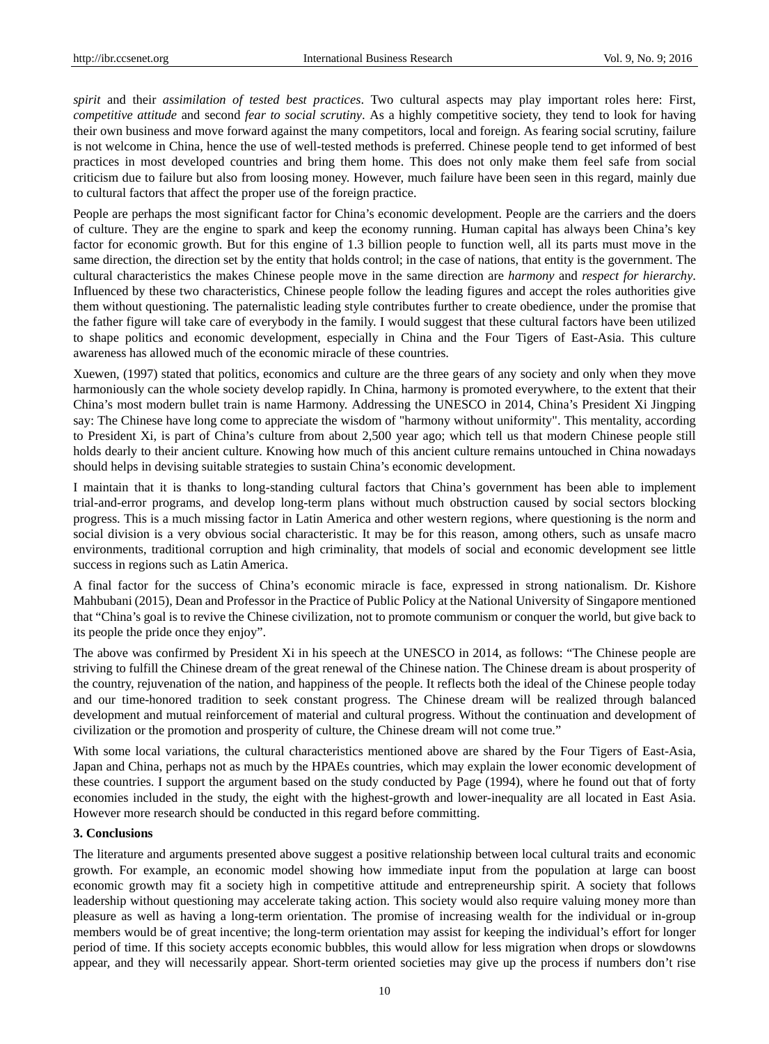*spirit* and their *assimilation of tested best practices*. Two cultural aspects may play important roles here: First, *competitive attitude* and second *fear to social scrutiny*. As a highly competitive society, they tend to look for having their own business and move forward against the many competitors, local and foreign. As fearing social scrutiny, failure is not welcome in China, hence the use of well-tested methods is preferred. Chinese people tend to get informed of best practices in most developed countries and bring them home. This does not only make them feel safe from social criticism due to failure but also from loosing money. However, much failure have been seen in this regard, mainly due to cultural factors that affect the proper use of the foreign practice.

People are perhaps the most significant factor for China's economic development. People are the carriers and the doers of culture. They are the engine to spark and keep the economy running. Human capital has always been China's key factor for economic growth. But for this engine of 1.3 billion people to function well, all its parts must move in the same direction, the direction set by the entity that holds control; in the case of nations, that entity is the government. The cultural characteristics the makes Chinese people move in the same direction are *harmony* and *respect for hierarchy*. Influenced by these two characteristics, Chinese people follow the leading figures and accept the roles authorities give them without questioning. The paternalistic leading style contributes further to create obedience, under the promise that the father figure will take care of everybody in the family. I would suggest that these cultural factors have been utilized to shape politics and economic development, especially in China and the Four Tigers of East-Asia. This culture awareness has allowed much of the economic miracle of these countries.

Xuewen, (1997) stated that politics, economics and culture are the three gears of any society and only when they move harmoniously can the whole society develop rapidly. In China, harmony is promoted everywhere, to the extent that their China's most modern bullet train is name Harmony. Addressing the UNESCO in 2014, China's President Xi Jingping say: The Chinese have long come to appreciate the wisdom of "harmony without uniformity". This mentality, according to President Xi, is part of China's culture from about 2,500 year ago; which tell us that modern Chinese people still holds dearly to their ancient culture. Knowing how much of this ancient culture remains untouched in China nowadays should helps in devising suitable strategies to sustain China's economic development.

I maintain that it is thanks to long-standing cultural factors that China's government has been able to implement trial-and-error programs, and develop long-term plans without much obstruction caused by social sectors blocking progress. This is a much missing factor in Latin America and other western regions, where questioning is the norm and social division is a very obvious social characteristic. It may be for this reason, among others, such as unsafe macro environments, traditional corruption and high criminality, that models of social and economic development see little success in regions such as Latin America.

A final factor for the success of China's economic miracle is face, expressed in strong nationalism. Dr. Kishore Mahbubani (2015), Dean and Professor in the Practice of Public Policy at the National University of Singapore mentioned that "China's goal is to revive the Chinese civilization, not to promote communism or conquer the world, but give back to its people the pride once they enjoy".

The above was confirmed by President Xi in his speech at the UNESCO in 2014, as follows: "The Chinese people are striving to fulfill the Chinese dream of the great renewal of the Chinese nation. The Chinese dream is about prosperity of the country, rejuvenation of the nation, and happiness of the people. It reflects both the ideal of the Chinese people today and our time-honored tradition to seek constant progress. The Chinese dream will be realized through balanced development and mutual reinforcement of material and cultural progress. Without the continuation and development of civilization or the promotion and prosperity of culture, the Chinese dream will not come true."

With some local variations, the cultural characteristics mentioned above are shared by the Four Tigers of East-Asia, Japan and China, perhaps not as much by the HPAEs countries, which may explain the lower economic development of these countries. I support the argument based on the study conducted by Page (1994), where he found out that of forty economies included in the study, the eight with the highest-growth and lower-inequality are all located in East Asia. However more research should be conducted in this regard before committing.

## 3. Conclusions

The literature and arguments presented above suggest a positive relationship between local cultural traits and economic growth. For example, an economic model showing how immediate input from the population at large can boost economic growth may fit a society high in competitive attitude and entrepreneurship spirit. A society that follows leadership without questioning may accelerate taking action. This society would also require valuing money more than pleasure as well as having a long-term orientation. The promise of increasing wealth for the individual or in-group members would be of great incentive; the long-term orientation may assist for keeping the individual's effort for longer period of time. If this society accepts economic bubbles, this would allow for less migration when drops or slowdowns appear, and they will necessarily appear. Short-term oriented societies may give up the process if numbers don't rise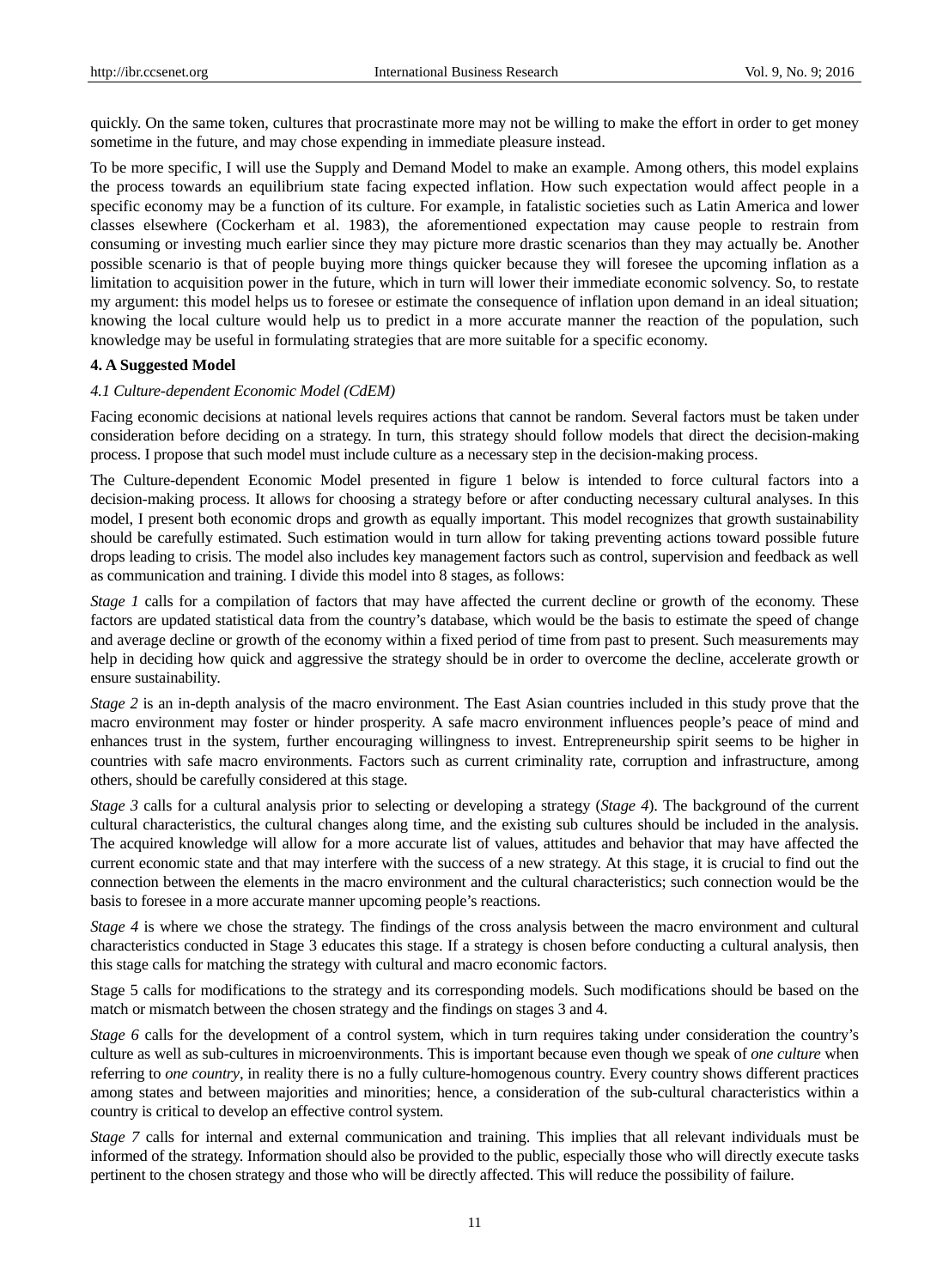quickly. On the same token, cultures that procrastinate more may not be willing to make the effort in order to get money sometime in the future, and may chose expending in immediate pleasure instead.

To be more specific, I will use the Supply and Demand Model to make an example. Among others, this model explains the process towards an equilibrium state facing expected inflation. How such expectation would affect people in a specific economy may be a function of its culture. For example, in fatalistic societies such as Latin America and lower classes elsewhere (Cockerham et al. 1983), the aforementioned expectation may cause people to restrain from consuming or investing much earlier since they may picture more drastic scenarios than they may actually be. Another possible scenario is that of people buying more things quicker because they will foresee the upcoming inflation as a limitation to acquisition power in the future, which in turn will lower their immediate economic solvency. So, to restate my argument: this model helps us to foresee or estimate the consequence of inflation upon demand in an ideal situation; knowing the local culture would help us to predict in a more accurate manner the reaction of the population, such knowledge may be useful in formulating strategies that are more suitable for a specific economy.

## 4. A Suggested Model

### *4.1 Culture-dependent Economic Model (CdEM)*

Facing economic decisions at national levels requires actions that cannot be random. Several factors must be taken under consideration before deciding on a strategy. In turn, this strategy should follow models that direct the decision-making process. I propose that such model must include culture as a necessary step in the decision-making process.

The Culture-dependent Economic Model presented in figure 1 below is intended to force cultural factors into a decision-making process. It allows for choosing a strategy before or after conducting necessary cultural analyses. In this model, I present both economic drops and growth as equally important. This model recognizes that growth sustainability should be carefully estimated. Such estimation would in turn allow for taking preventing actions toward possible future drops leading to crisis. The model also includes key management factors such as control, supervision and feedback as well as communication and training. I divide this model into 8 stages, as follows:

*Stage 1* calls for a compilation of factors that may have affected the current decline or growth of the economy. These factors are updated statistical data from the country's database, which would be the basis to estimate the speed of change and average decline or growth of the economy within a fixed period of time from past to present. Such measurements may help in deciding how quick and aggressive the strategy should be in order to overcome the decline, accelerate growth or ensure sustainability.

*Stage 2* is an in-depth analysis of the macro environment. The East Asian countries included in this study prove that the macro environment may foster or hinder prosperity. A safe macro environment influences people's peace of mind and enhances trust in the system, further encouraging willingness to invest. Entrepreneurship spirit seems to be higher in countries with safe macro environments. Factors such as current criminality rate, corruption and infrastructure, among others, should be carefully considered at this stage.

*Stage 3* calls for a cultural analysis prior to selecting or developing a strategy (*Stage 4*). The background of the current cultural characteristics, the cultural changes along time, and the existing sub cultures should be included in the analysis. The acquired knowledge will allow for a more accurate list of values, attitudes and behavior that may have affected the current economic state and that may interfere with the success of a new strategy. At this stage, it is crucial to find out the connection between the elements in the macro environment and the cultural characteristics; such connection would be the basis to foresee in a more accurate manner upcoming people's reactions.

*Stage 4* is where we chose the strategy. The findings of the cross analysis between the macro environment and cultural characteristics conducted in Stage 3 educates this stage. If a strategy is chosen before conducting a cultural analysis, then this stage calls for matching the strategy with cultural and macro economic factors.

Stage 5 calls for modifications to the strategy and its corresponding models. Such modifications should be based on the match or mismatch between the chosen strategy and the findings on stages 3 and 4.

*Stage 6* calls for the development of a control system, which in turn requires taking under consideration the country's culture as well as sub-cultures in microenvironments. This is important because even though we speak of *one culture* when referring to *one country*, in reality there is no a fully culture-homogenous country. Every country shows different practices among states and between majorities and minorities; hence, a consideration of the sub-cultural characteristics within a country is critical to develop an effective control system.

*Stage 7* calls for internal and external communication and training. This implies that all relevant individuals must be informed of the strategy. Information should also be provided to the public, especially those who will directly execute tasks pertinent to the chosen strategy and those who will be directly affected. This will reduce the possibility of failure.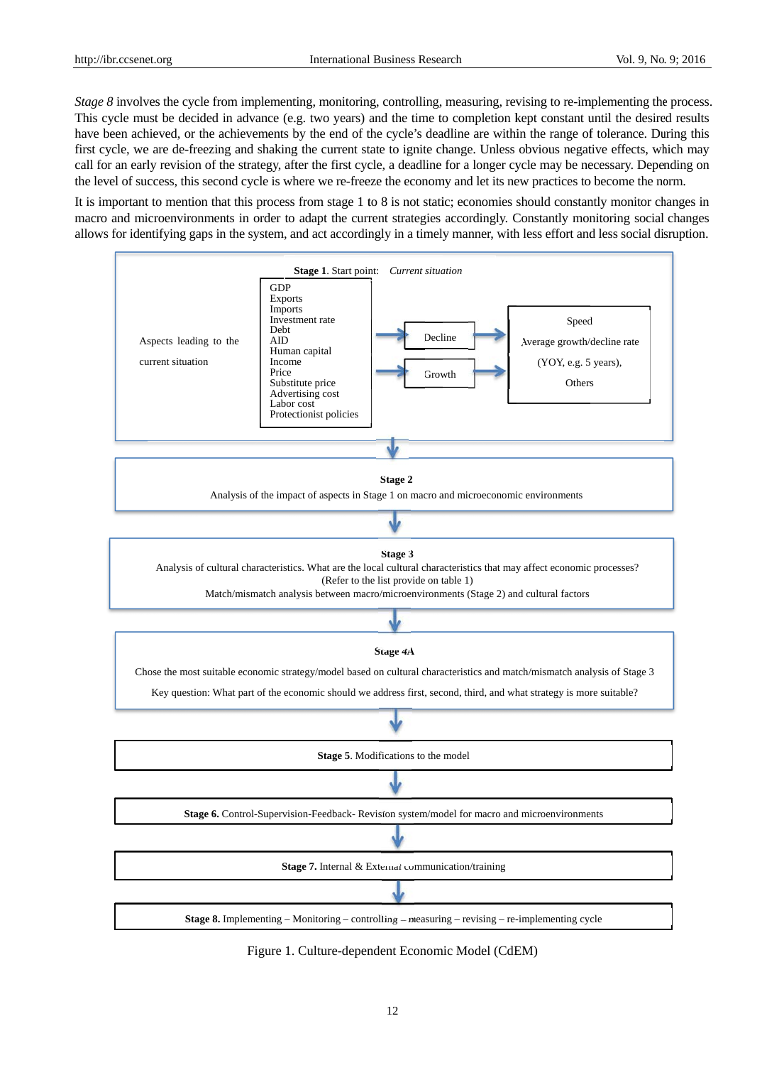*Stage 8* involves the cycle from implementing, monitoring, controlling, measuring, revising to re-implementing the process. This cycle must be decided in advance (e.g. two years) and the time to completion kept constant until the desired results have been achieved, or the achievements by the end of the cycle's deadline are within the range of tolerance. During this first cycle, we are de-freezing and shaking the current state to ignite change. Unless obvious negative effects, which may call for an early revision of the strategy, after the first cycle, a deadline for a longer cycle may be necessary. Depending on the level of success, this second cycle is where we re-freeze the economy and let its new practices to become the norm.

It is important to mention that this process from stage 1 to 8 is not static; economies should constantly monitor changes in macro and microenvironments in order to adapt the current strategies accordingly. Constantly monitoring social changes allows for identifying gaps in the system, and act accordingly in a timely manner, with less effort and less social disruption.

**Stage 1**. Start point: *Current situation*

Aspects leading to the current situation

- GDP
- Exports
- Imports
- Investment rate
- Debt
- AID
- Human capital
- Income
- Price
- Substitute price
- Advertising cost
- Labor cost
- Protectionist policies

→ Decline / Growth → Speed; Average growth/decline rate (YOY, e.g. 5 years), Others

↓

**Stage 2**
Analysis of the impact of aspects in Stage 1 on macro and microeconomic environments

↓

**Stage 3**
Analysis of cultural characteristics. What are the local cultural characteristics that may affect economic processes? (Refer to the list provide on table 1)
Match/mismatch analysis between macro/microenvironments (Stage 2) and cultural factors

↓

**Stage 4A**
Chose the most suitable economic strategy/model based on cultural characteristics and match/mismatch analysis of Stage 3
Key question: What part of the economic should we address first, second, third, and what strategy is more suitable?

↓

**Stage 5**. Modifications to the model

↓

**Stage 6.** Control-Supervision-Feedback- Revision system/model for macro and microenvironments

↓

**Stage 7.** Internal & External communication/training

↓

**Stage 8.** Implementing – Monitoring – controlling – measuring – revising – re-implementing cycle

Figure 1. Culture-dependent Economic Model (CdEM)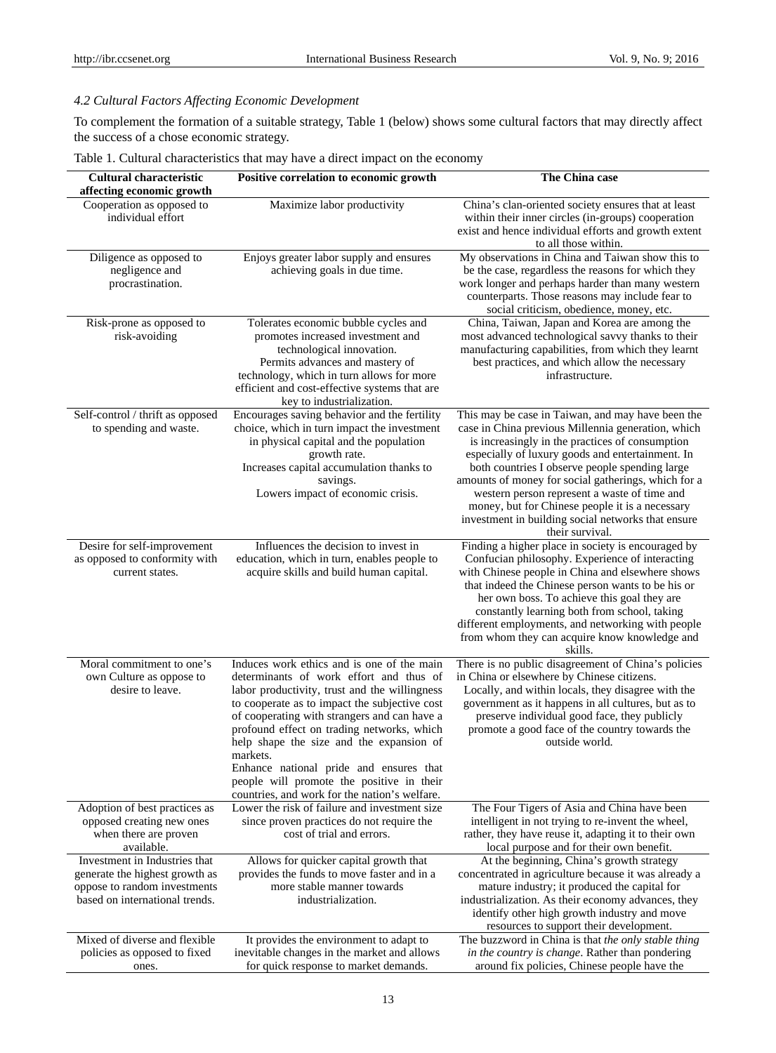*4.2 Cultural Factors Affecting Economic Development*

To complement the formation of a suitable strategy, Table 1 (below) shows some cultural factors that may directly affect the success of a chose economic strategy.

Table 1. Cultural characteristics that may have a direct impact on the economy

| Cultural characteristic affecting economic growth | Positive correlation to economic growth | The China case |
|---|---|---|
| Cooperation as opposed to individual effort | Maximize labor productivity | China's clan-oriented society ensures that at least within their inner circles (in-groups) cooperation exist and hence individual efforts and growth extent to all those within. |
| Diligence as opposed to negligence and procrastination. | Enjoys greater labor supply and ensures achieving goals in due time. | My observations in China and Taiwan show this to be the case, regardless the reasons for which they work longer and perhaps harder than many western counterparts. Those reasons may include fear to social criticism, obedience, money, etc. |
| Risk-prone as opposed to risk-avoiding | Tolerates economic bubble cycles and promotes increased investment and technological innovation.<br>Permits advances and mastery of technology, which in turn allows for more efficient and cost-effective systems that are key to industrialization. | China, Taiwan, Japan and Korea are among the most advanced technological savvy thanks to their manufacturing capabilities, from which they learnt best practices, and which allow the necessary infrastructure. |
| Self-control / thrift as opposed to spending and waste. | Encourages saving behavior and the fertility choice, which in turn impact the investment in physical capital and the population growth rate.<br>Increases capital accumulation thanks to savings.<br>Lowers impact of economic crisis. | This may be case in Taiwan, and may have been the case in China previous Millennia generation, which is increasingly in the practices of consumption especially of luxury goods and entertainment. In both countries I observe people spending large amounts of money for social gatherings, which for a western person represent a waste of time and money, but for Chinese people it is a necessary investment in building social networks that ensure their survival. |
| Desire for self-improvement as opposed to conformity with current states. | Influences the decision to invest in education, which in turn, enables people to acquire skills and build human capital. | Finding a higher place in society is encouraged by Confucian philosophy. Experience of interacting with Chinese people in China and elsewhere shows that indeed the Chinese person wants to be his or her own boss. To achieve this goal they are constantly learning both from school, taking different employments, and networking with people from whom they can acquire know knowledge and skills. |
| Moral commitment to one's own Culture as oppose to desire to leave. | Induces work ethics and is one of the main determinants of work effort and thus of labor productivity, trust and the willingness to cooperate as to impact the subjective cost of cooperating with strangers and can have a profound effect on trading networks, which help shape the size and the expansion of markets.<br>Enhance national pride and ensures that people will promote the positive in their countries, and work for the nation's welfare. | There is no public disagreement of China's policies in China or elsewhere by Chinese citizens.<br>Locally, and within locals, they disagree with the government as it happens in all cultures, but as to preserve individual good face, they publicly promote a good face of the country towards the outside world. |
| Adoption of best practices as opposed creating new ones when there are proven available. | Lower the risk of failure and investment size since proven practices do not require the cost of trial and errors. | The Four Tigers of Asia and China have been intelligent in not trying to re-invent the wheel, rather, they have reuse it, adapting it to their own local purpose and for their own benefit. |
| Investment in Industries that generate the highest growth as oppose to random investments based on international trends. | Allows for quicker capital growth that provides the funds to move faster and in a more stable manner towards industrialization. | At the beginning, China's growth strategy concentrated in agriculture because it was already a mature industry; it produced the capital for industrialization. As their economy advances, they identify other high growth industry and move resources to support their development. |
| Mixed of diverse and flexible policies as opposed to fixed ones. | It provides the environment to adapt to inevitable changes in the market and allows for quick response to market demands. | The buzzword in China is that *the only stable thing in the country is change*. Rather than pondering around fix policies, Chinese people have the |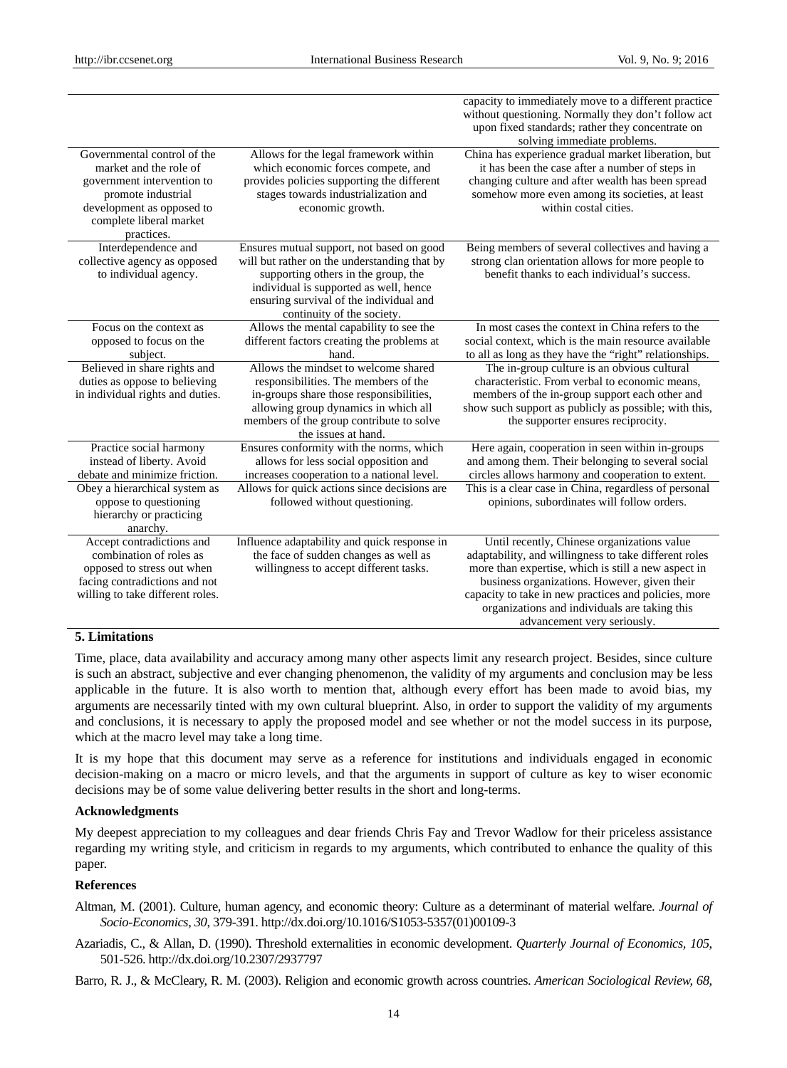| | | |
|---|---|---|
| | | capacity to immediately move to a different practice without questioning. Normally they don't follow act upon fixed standards; rather they concentrate on solving immediate problems. |
| Governmental control of the market and the role of government intervention to promote industrial development as opposed to complete liberal market practices. | Allows for the legal framework within which economic forces compete, and provides policies supporting the different stages towards industrialization and economic growth. | China has experience gradual market liberation, but it has been the case after a number of steps in changing culture and after wealth has been spread somehow more even among its societies, at least within costal cities. |
| Interdependence and collective agency as opposed to individual agency. | Ensures mutual support, not based on good will but rather on the understanding that by supporting others in the group, the individual is supported as well, hence ensuring survival of the individual and continuity of the society. | Being members of several collectives and having a strong clan orientation allows for more people to benefit thanks to each individual's success. |
| Focus on the context as opposed to focus on the subject. | Allows the mental capability to see the different factors creating the problems at hand. | In most cases the context in China refers to the social context, which is the main resource available to all as long as they have the "right" relationships. |
| Believed in share rights and duties as oppose to believing in individual rights and duties. | Allows the mindset to welcome shared responsibilities. The members of the in-groups share those responsibilities, allowing group dynamics in which all members of the group contribute to solve the issues at hand. | The in-group culture is an obvious cultural characteristic. From verbal to economic means, members of the in-group support each other and show such support as publicly as possible; with this, the supporter ensures reciprocity. |
| Practice social harmony instead of liberty. Avoid debate and minimize friction. | Ensures conformity with the norms, which allows for less social opposition and increases cooperation to a national level. | Here again, cooperation in seen within in-groups and among them. Their belonging to several social circles allows harmony and cooperation to extent. |
| Obey a hierarchical system as oppose to questioning hierarchy or practicing anarchy. | Allows for quick actions since decisions are followed without questioning. | This is a clear case in China, regardless of personal opinions, subordinates will follow orders. |
| Accept contradictions and combination of roles as opposed to stress out when facing contradictions and not willing to take different roles. | Influence adaptability and quick response in the face of sudden changes as well as willingness to accept different tasks. | Until recently, Chinese organizations value adaptability, and willingness to take different roles more than expertise, which is still a new aspect in business organizations. However, given their capacity to take in new practices and policies, more organizations and individuals are taking this advancement very seriously. |

## 5. Limitations

Time, place, data availability and accuracy among many other aspects limit any research project. Besides, since culture is such an abstract, subjective and ever changing phenomenon, the validity of my arguments and conclusion may be less applicable in the future. It is also worth to mention that, although every effort has been made to avoid bias, my arguments are necessarily tinted with my own cultural blueprint. Also, in order to support the validity of my arguments and conclusions, it is necessary to apply the proposed model and see whether or not the model success in its purpose, which at the macro level may take a long time.

It is my hope that this document may serve as a reference for institutions and individuals engaged in economic decision-making on a macro or micro levels, and that the arguments in support of culture as key to wiser economic decisions may be of some value delivering better results in the short and long-terms.

### Acknowledgments

My deepest appreciation to my colleagues and dear friends Chris Fay and Trevor Wadlow for their priceless assistance regarding my writing style, and criticism in regards to my arguments, which contributed to enhance the quality of this paper.

### References

Altman, M. (2001). Culture, human agency, and economic theory: Culture as a determinant of material welfare. *Journal of Socio-Economics, 30*, 379-391. http://dx.doi.org/10.1016/S1053-5357(01)00109-3

Azariadis, C., & Allan, D. (1990). Threshold externalities in economic development. *Quarterly Journal of Economics, 105*, 501-526. http://dx.doi.org/10.2307/2937797

Barro, R. J., & McCleary, R. M. (2003). Religion and economic growth across countries. *American Sociological Review, 68*,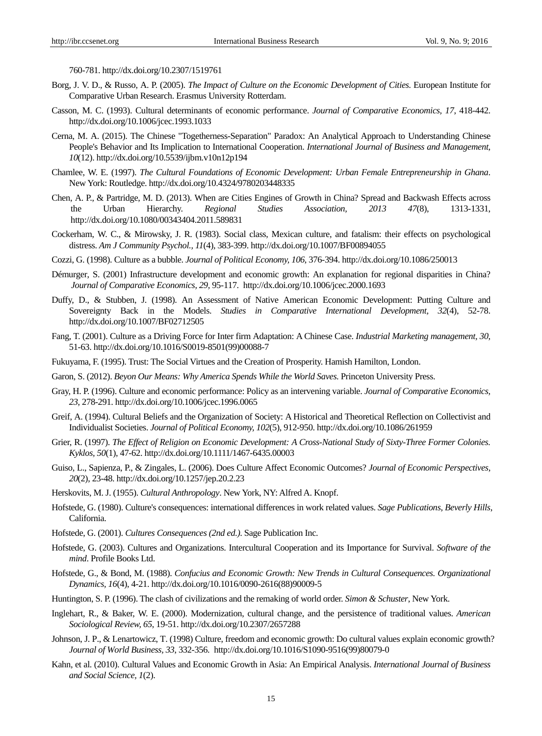760-781. http://dx.doi.org/10.2307/1519761

Borg, J. V. D., & Russo, A. P. (2005). *The Impact of Culture on the Economic Development of Cities.* European Institute for Comparative Urban Research. Erasmus University Rotterdam.

Casson, M. C. (1993). Cultural determinants of economic performance. *Journal of Comparative Economics, 17*, 418-442. http://dx.doi.org/10.1006/jcec.1993.1033

Cerna, M. A. (2015). The Chinese "Togetherness-Separation" Paradox: An Analytical Approach to Understanding Chinese People's Behavior and Its Implication to International Cooperation. *International Journal of Business and Management, 10*(12). http://dx.doi.org/10.5539/ijbm.v10n12p194

Chamlee, W. E. (1997). *The Cultural Foundations of Economic Development: Urban Female Entrepreneurship in Ghana*. New York: Routledge. http://dx.doi.org/10.4324/9780203448335

Chen, A. P., & Partridge, M. D. (2013). When are Cities Engines of Growth in China? Spread and Backwash Effects across the Urban Hierarchy. *Regional Studies Association, 2013 47*(8), 1313-1331, http://dx.doi.org/10.1080/00343404.2011.589831

Cockerham, W. C., & Mirowsky, J. R. (1983). Social class, Mexican culture, and fatalism: their effects on psychological distress. *Am J Community Psychol., 11*(4), 383-399. http://dx.doi.org/10.1007/BF00894055

Cozzi, G. (1998). Culture as a bubble. *Journal of Political Economy, 106*, 376-394. http://dx.doi.org/10.1086/250013

Démurger, S. (2001) Infrastructure development and economic growth: An explanation for regional disparities in China? *Journal of Comparative Economics, 29*, 95-117. http://dx.doi.org/10.1006/jcec.2000.1693

Duffy, D., & Stubben, J. (1998). An Assessment of Native American Economic Development: Putting Culture and Sovereignty Back in the Models. *Studies in Comparative International Development, 32*(4), 52-78. http://dx.doi.org/10.1007/BF02712505

Fang, T. (2001). Culture as a Driving Force for Inter firm Adaptation: A Chinese Case. *Industrial Marketing management, 30*, 51-63. http://dx.doi.org/10.1016/S0019-8501(99)00088-7

Fukuyama, F. (1995). Trust: The Social Virtues and the Creation of Prosperity. Hamish Hamilton, London.

Garon, S. (2012). *Beyon Our Means: Why America Spends While the World Saves.* Princeton University Press.

Gray, H. P. (1996). Culture and economic performance: Policy as an intervening variable. *Journal of Comparative Economics, 23*, 278-291. http://dx.doi.org/10.1006/jcec.1996.0065

Greif, A. (1994). Cultural Beliefs and the Organization of Society: A Historical and Theoretical Reflection on Collectivist and Individualist Societies. *Journal of Political Economy, 102*(5), 912-950. http://dx.doi.org/10.1086/261959

Grier, R. (1997). *The Effect of Religion on Economic Development: A Cross-National Study of Sixty-Three Former Colonies. Kyklos, 50*(1), 47-62. http://dx.doi.org/10.1111/1467-6435.00003

Guiso, L., Sapienza, P., & Zingales, L. (2006). Does Culture Affect Economic Outcomes? *Journal of Economic Perspectives, 20*(2), 23-48. http://dx.doi.org/10.1257/jep.20.2.23

Herskovits, M. J. (1955). *Cultural Anthropology*. New York, NY: Alfred A. Knopf.

Hofstede, G. (1980). Culture's consequences: international differences in work related values. *Sage Publications, Beverly Hills*, California.

Hofstede, G. (2001). *Cultures Consequences (2nd ed.)*. Sage Publication Inc.

Hofstede, G. (2003). Cultures and Organizations. Intercultural Cooperation and its Importance for Survival. *Software of the mind*. Profile Books Ltd.

Hofstede, G., & Bond, M. (1988). *Confucius and Economic Growth: New Trends in Cultural Consequences. Organizational Dynamics, 16*(4), 4-21. http://dx.doi.org/10.1016/0090-2616(88)90009-5

Huntington, S. P. (1996). The clash of civilizations and the remaking of world order. *Simon & Schuster*, New York.

Inglehart, R., & Baker, W. E. (2000). Modernization, cultural change, and the persistence of traditional values. *American Sociological Review, 65*, 19-51. http://dx.doi.org/10.2307/2657288

Johnson, J. P., & Lenartowicz, T. (1998) Culture, freedom and economic growth: Do cultural values explain economic growth? *Journal of World Business, 33*, 332-356. http://dx.doi.org/10.1016/S1090-9516(99)80079-0

Kahn, et al. (2010). Cultural Values and Economic Growth in Asia: An Empirical Analysis. *International Journal of Business and Social Science, 1*(2).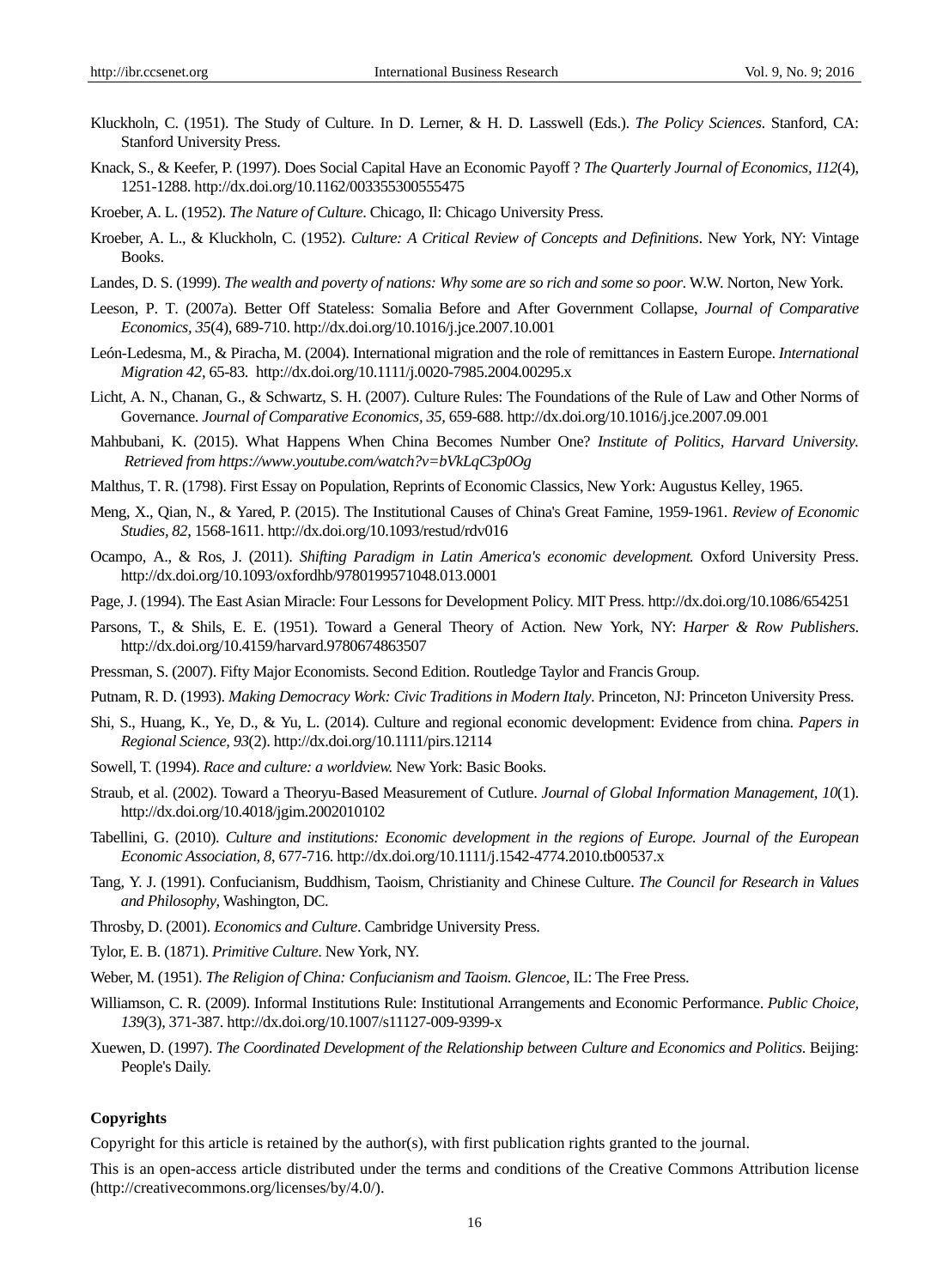Kluckholn, C. (1951). The Study of Culture. In D. Lerner, & H. D. Lasswell (Eds.). *The Policy Sciences*. Stanford, CA: Stanford University Press.

Knack, S., & Keefer, P. (1997). Does Social Capital Have an Economic Payoff ? *The Quarterly Journal of Economics, 112*(4), 1251-1288. http://dx.doi.org/10.1162/003355300555475

Kroeber, A. L. (1952). *The Nature of Culture*. Chicago, Il: Chicago University Press.

Kroeber, A. L., & Kluckholn, C. (1952). *Culture: A Critical Review of Concepts and Definitions*. New York, NY: Vintage Books.

Landes, D. S. (1999). *The wealth and poverty of nations: Why some are so rich and some so poor*. W.W. Norton, New York.

Leeson, P. T. (2007a). Better Off Stateless: Somalia Before and After Government Collapse, *Journal of Comparative Economics, 35*(4), 689-710. http://dx.doi.org/10.1016/j.jce.2007.10.001

León-Ledesma, M., & Piracha, M. (2004). International migration and the role of remittances in Eastern Europe. *International Migration 42*, 65-83. http://dx.doi.org/10.1111/j.0020-7985.2004.00295.x

Licht, A. N., Chanan, G., & Schwartz, S. H. (2007). Culture Rules: The Foundations of the Rule of Law and Other Norms of Governance. *Journal of Comparative Economics, 35*, 659-688. http://dx.doi.org/10.1016/j.jce.2007.09.001

Mahbubani, K. (2015). What Happens When China Becomes Number One? *Institute of Politics, Harvard University. Retrieved from https://www.youtube.com/watch?v=bVkLqC3p0Og*

Malthus, T. R. (1798). First Essay on Population, Reprints of Economic Classics, New York: Augustus Kelley, 1965.

Meng, X., Qian, N., & Yared, P. (2015). The Institutional Causes of China's Great Famine, 1959-1961. *Review of Economic Studies, 82*, 1568-1611. http://dx.doi.org/10.1093/restud/rdv016

Ocampo, A., & Ros, J. (2011). *Shifting Paradigm in Latin America's economic development.* Oxford University Press. http://dx.doi.org/10.1093/oxfordhb/9780199571048.013.0001

Page, J. (1994). The East Asian Miracle: Four Lessons for Development Policy. MIT Press. http://dx.doi.org/10.1086/654251

Parsons, T., & Shils, E. E. (1951). Toward a General Theory of Action. New York, NY: *Harper & Row Publishers*. http://dx.doi.org/10.4159/harvard.9780674863507

Pressman, S. (2007). Fifty Major Economists. Second Edition. Routledge Taylor and Francis Group.

Putnam, R. D. (1993). *Making Democracy Work: Civic Traditions in Modern Italy*. Princeton, NJ: Princeton University Press.

Shi, S., Huang, K., Ye, D., & Yu, L. (2014). Culture and regional economic development: Evidence from china. *Papers in Regional Science, 93*(2). http://dx.doi.org/10.1111/pirs.12114

Sowell, T. (1994). *Race and culture: a worldview.* New York: Basic Books.

Straub, et al. (2002). Toward a Theoryu-Based Measurement of Cutlure. *Journal of Global Information Management, 10*(1). http://dx.doi.org/10.4018/jgim.2002010102

Tabellini, G. (2010). *Culture and institutions: Economic development in the regions of Europe. Journal of the European Economic Association, 8*, 677-716. http://dx.doi.org/10.1111/j.1542-4774.2010.tb00537.x

Tang, Y. J. (1991). Confucianism, Buddhism, Taoism, Christianity and Chinese Culture. *The Council for Research in Values and Philosophy*, Washington, DC.

Throsby, D. (2001). *Economics and Culture*. Cambridge University Press.

Tylor, E. B. (1871). *Primitive Culture*. New York, NY.

Weber, M. (1951). *The Religion of China: Confucianism and Taoism. Glencoe*, IL: The Free Press.

Williamson, C. R. (2009). Informal Institutions Rule: Institutional Arrangements and Economic Performance. *Public Choice, 139*(3), 371-387. http://dx.doi.org/10.1007/s11127-009-9399-x

Xuewen, D. (1997). *The Coordinated Development of the Relationship between Culture and Economics and Politics*. Beijing: People's Daily.

**Copyrights**

Copyright for this article is retained by the author(s), with first publication rights granted to the journal.

This is an open-access article distributed under the terms and conditions of the Creative Commons Attribution license (http://creativecommons.org/licenses/by/4.0/).